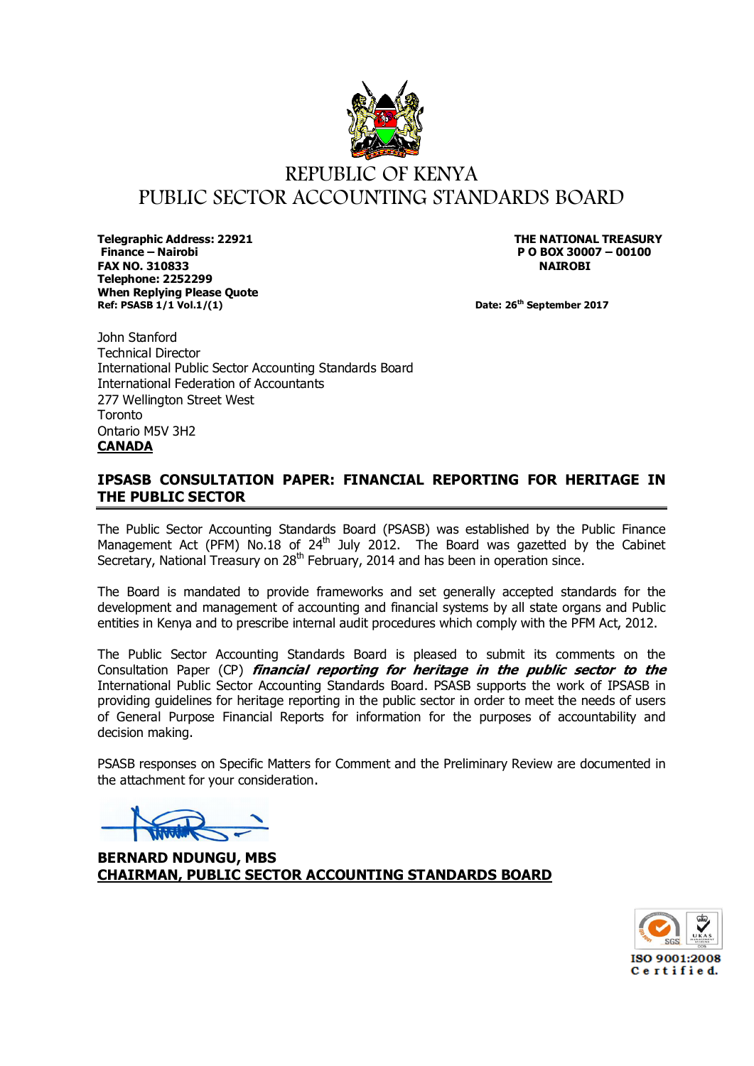# REPUBLIC OF KENYA
# PUBLIC SECTOR ACCOUNTING STANDARDS BOARD

**Telegraphic Address: 22921**
**Finance – Nairobi**
**FAX NO. 310833**
**Telephone: 2252299**
**When Replying Please Quote**
**Ref: PSASB 1/1 Vol.1/(1)**

**THE NATIONAL TREASURY**
**P O BOX 30007 – 00100**
**NAIROBI**

**Date: 26th September 2017**

John Stanford
Technical Director
International Public Sector Accounting Standards Board
International Federation of Accountants
277 Wellington Street West
Toronto
Ontario M5V 3H2
**CANADA**

## IPSASB CONSULTATION PAPER: FINANCIAL REPORTING FOR HERITAGE IN THE PUBLIC SECTOR

The Public Sector Accounting Standards Board (PSASB) was established by the Public Finance Management Act (PFM) No.18 of 24th July 2012. The Board was gazetted by the Cabinet Secretary, National Treasury on 28th February, 2014 and has been in operation since.

The Board is mandated to provide frameworks and set generally accepted standards for the development and management of accounting and financial systems by all state organs and Public entities in Kenya and to prescribe internal audit procedures which comply with the PFM Act, 2012.

The Public Sector Accounting Standards Board is pleased to submit its comments on the Consultation Paper (CP) ***financial reporting for heritage in the public sector to the*** International Public Sector Accounting Standards Board. PSASB supports the work of IPSASB in providing guidelines for heritage reporting in the public sector in order to meet the needs of users of General Purpose Financial Reports for information for the purposes of accountability and decision making.

PSASB responses on Specific Matters for Comment and the Preliminary Review are documented in the attachment for your consideration.

**BERNARD NDUNGU, MBS**
**CHAIRMAN, PUBLIC SECTOR ACCOUNTING STANDARDS BOARD**

ISO 9001:2008 Certified.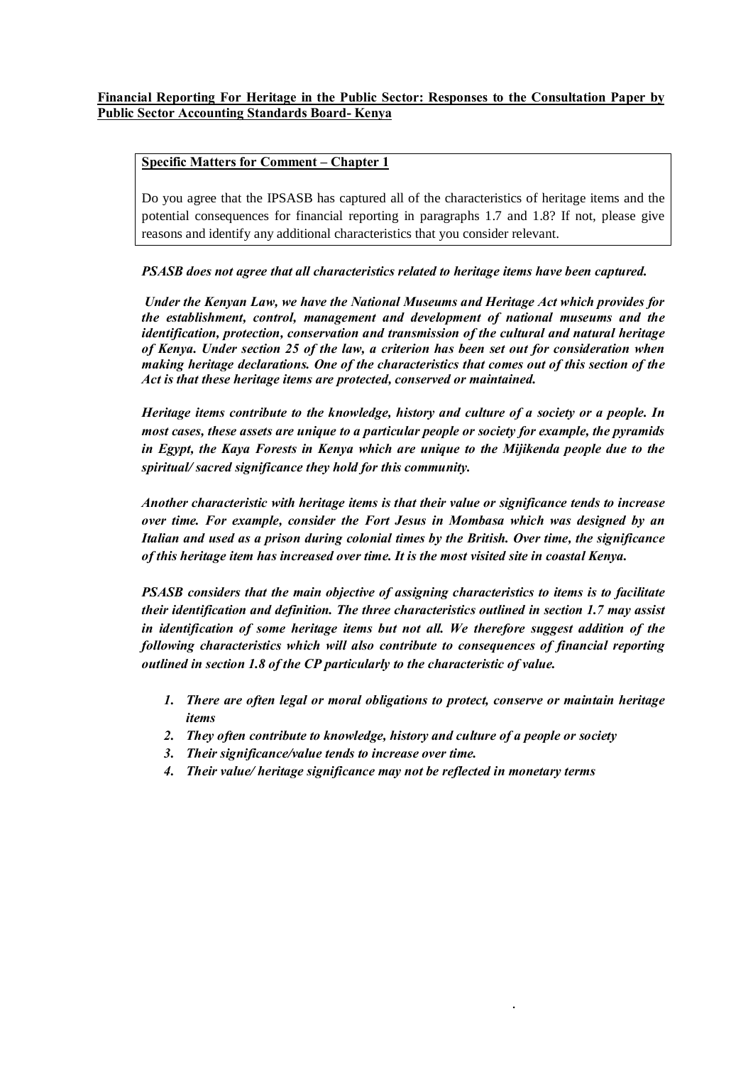**Financial Reporting For Heritage in the Public Sector: Responses to the Consultation Paper by Public Sector Accounting Standards Board- Kenya**

**Specific Matters for Comment – Chapter 1**

Do you agree that the IPSASB has captured all of the characteristics of heritage items and the potential consequences for financial reporting in paragraphs 1.7 and 1.8? If not, please give reasons and identify any additional characteristics that you consider relevant.

***PSASB does not agree that all characteristics related to heritage items have been captured.***

***Under the Kenyan Law, we have the National Museums and Heritage Act which provides for the establishment, control, management and development of national museums and the identification, protection, conservation and transmission of the cultural and natural heritage of Kenya. Under section 25 of the law, a criterion has been set out for consideration when making heritage declarations. One of the characteristics that comes out of this section of the Act is that these heritage items are protected, conserved or maintained.***

***Heritage items contribute to the knowledge, history and culture of a society or a people. In most cases, these assets are unique to a particular people or society for example, the pyramids in Egypt, the Kaya Forests in Kenya which are unique to the Mijikenda people due to the spiritual/ sacred significance they hold for this community.***

***Another characteristic with heritage items is that their value or significance tends to increase over time. For example, consider the Fort Jesus in Mombasa which was designed by an Italian and used as a prison during colonial times by the British. Over time, the significance of this heritage item has increased over time. It is the most visited site in coastal Kenya.***

***PSASB considers that the main objective of assigning characteristics to items is to facilitate their identification and definition. The three characteristics outlined in section 1.7 may assist in identification of some heritage items but not all. We therefore suggest addition of the following characteristics which will also contribute to consequences of financial reporting outlined in section 1.8 of the CP particularly to the characteristic of value.***

1. ***There are often legal or moral obligations to protect, conserve or maintain heritage items***
2. ***They often contribute to knowledge, history and culture of a people or society***
3. ***Their significance/value tends to increase over time.***
4. ***Their value/ heritage significance may not be reflected in monetary terms***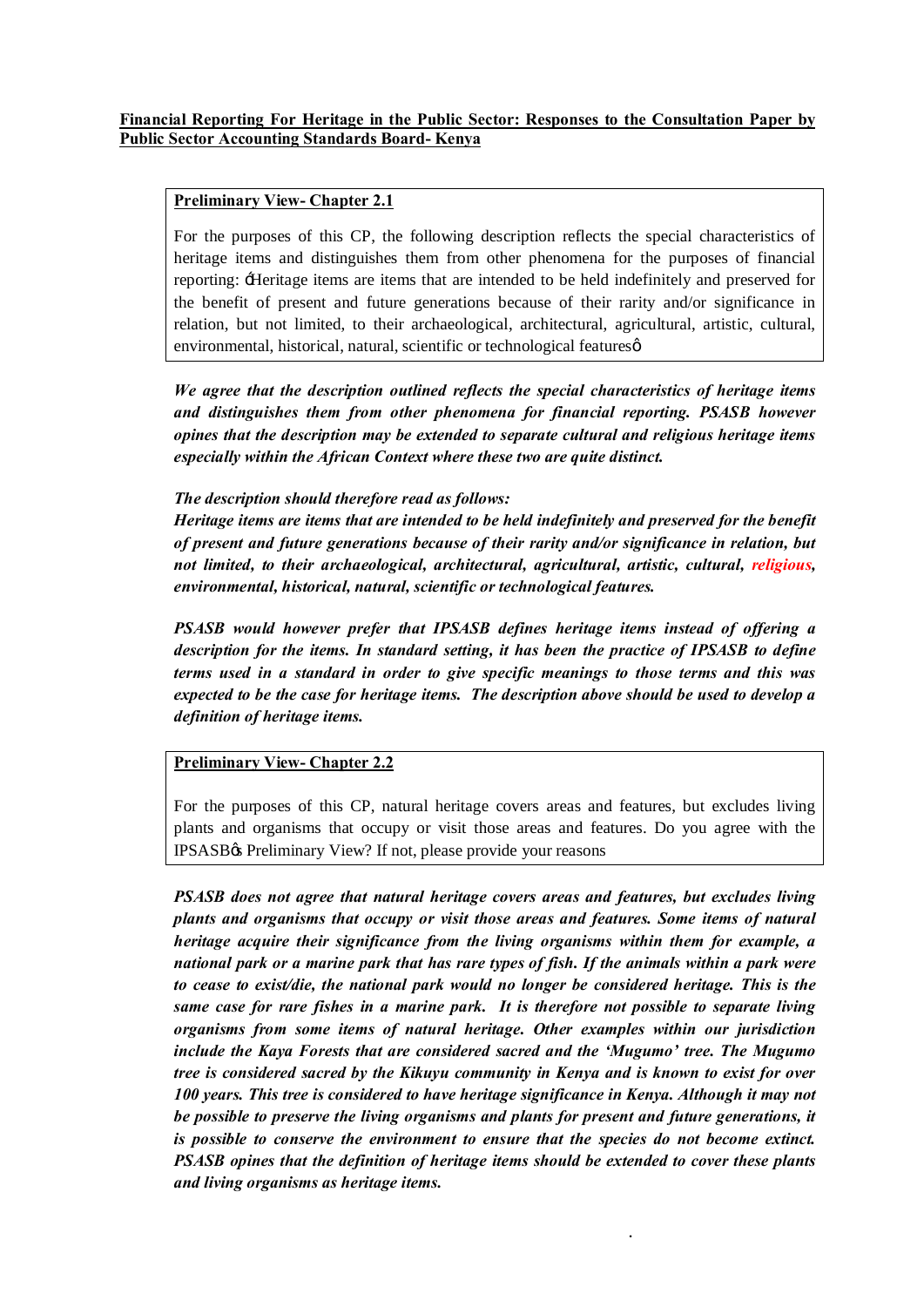**Financial Reporting For Heritage in the Public Sector: Responses to the Consultation Paper by Public Sector Accounting Standards Board- Kenya**

**Preliminary View- Chapter 2.1**

For the purposes of this CP, the following description reflects the special characteristics of heritage items and distinguishes them from other phenomena for the purposes of financial reporting: 'Heritage items are items that are intended to be held indefinitely and preserved for the benefit of present and future generations because of their rarity and/or significance in relation, but not limited, to their archaeological, architectural, agricultural, artistic, cultural, environmental, historical, natural, scientific or technological features'

***We agree that the description outlined reflects the special characteristics of heritage items and distinguishes them from other phenomena for financial reporting. PSASB however opines that the description may be extended to separate cultural and religious heritage items especially within the African Context where these two are quite distinct.***

***The description should therefore read as follows:***

***Heritage items are items that are intended to be held indefinitely and preserved for the benefit of present and future generations because of their rarity and/or significance in relation, but not limited, to their archaeological, architectural, agricultural, artistic, cultural, religious, environmental, historical, natural, scientific or technological features.***

***PSASB would however prefer that IPSASB defines heritage items instead of offering a description for the items. In standard setting, it has been the practice of IPSASB to define terms used in a standard in order to give specific meanings to those terms and this was expected to be the case for heritage items. The description above should be used to develop a definition of heritage items.***

**Preliminary View- Chapter 2.2**

For the purposes of this CP, natural heritage covers areas and features, but excludes living plants and organisms that occupy or visit those areas and features. Do you agree with the IPSASB's Preliminary View? If not, please provide your reasons

***PSASB does not agree that natural heritage covers areas and features, but excludes living plants and organisms that occupy or visit those areas and features. Some items of natural heritage acquire their significance from the living organisms within them for example, a national park or a marine park that has rare types of fish. If the animals within a park were to cease to exist/die, the national park would no longer be considered heritage. This is the same case for rare fishes in a marine park. It is therefore not possible to separate living organisms from some items of natural heritage. Other examples within our jurisdiction include the Kaya Forests that are considered sacred and the 'Mugumo' tree. The Mugumo tree is considered sacred by the Kikuyu community in Kenya and is known to exist for over 100 years. This tree is considered to have heritage significance in Kenya. Although it may not be possible to preserve the living organisms and plants for present and future generations, it is possible to conserve the environment to ensure that the species do not become extinct. PSASB opines that the definition of heritage items should be extended to cover these plants and living organisms as heritage items.***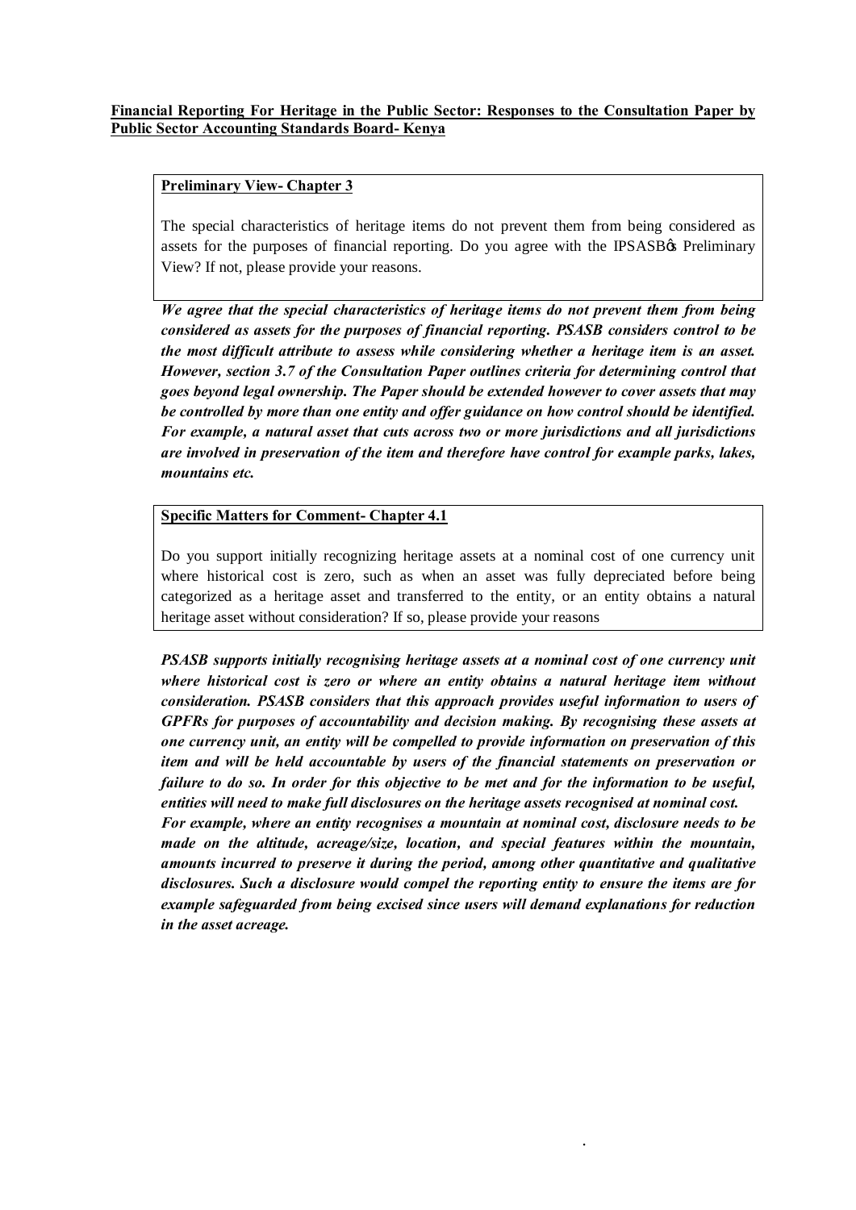**Financial Reporting For Heritage in the Public Sector: Responses to the Consultation Paper by Public Sector Accounting Standards Board- Kenya**

**Preliminary View- Chapter 3**

The special characteristics of heritage items do not prevent them from being considered as assets for the purposes of financial reporting. Do you agree with the IPSASB's Preliminary View? If not, please provide your reasons.

***We agree that the special characteristics of heritage items do not prevent them from being considered as assets for the purposes of financial reporting. PSASB considers control to be the most difficult attribute to assess while considering whether a heritage item is an asset. However, section 3.7 of the Consultation Paper outlines criteria for determining control that goes beyond legal ownership. The Paper should be extended however to cover assets that may be controlled by more than one entity and offer guidance on how control should be identified. For example, a natural asset that cuts across two or more jurisdictions and all jurisdictions are involved in preservation of the item and therefore have control for example parks, lakes, mountains etc.***

**Specific Matters for Comment- Chapter 4.1**

Do you support initially recognizing heritage assets at a nominal cost of one currency unit where historical cost is zero, such as when an asset was fully depreciated before being categorized as a heritage asset and transferred to the entity, or an entity obtains a natural heritage asset without consideration? If so, please provide your reasons

***PSASB supports initially recognising heritage assets at a nominal cost of one currency unit where historical cost is zero or where an entity obtains a natural heritage item without consideration. PSASB considers that this approach provides useful information to users of GPFRs for purposes of accountability and decision making. By recognising these assets at one currency unit, an entity will be compelled to provide information on preservation of this item and will be held accountable by users of the financial statements on preservation or failure to do so. In order for this objective to be met and for the information to be useful, entities will need to make full disclosures on the heritage assets recognised at nominal cost.***

***For example, where an entity recognises a mountain at nominal cost, disclosure needs to be made on the altitude, acreage/size, location, and special features within the mountain, amounts incurred to preserve it during the period, among other quantitative and qualitative disclosures. Such a disclosure would compel the reporting entity to ensure the items are for example safeguarded from being excised since users will demand explanations for reduction in the asset acreage.***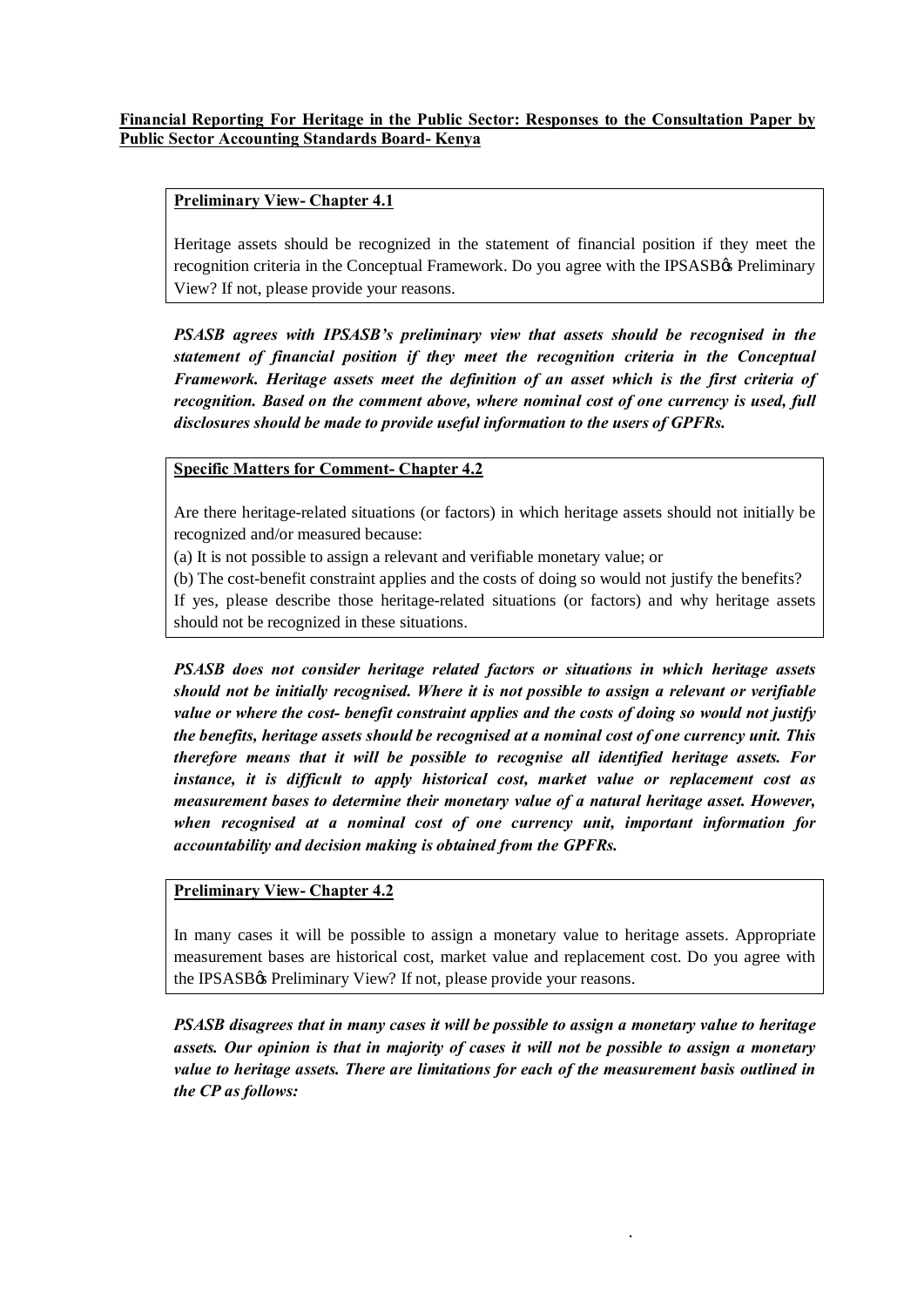**Financial Reporting For Heritage in the Public Sector: Responses to the Consultation Paper by Public Sector Accounting Standards Board- Kenya**

**Preliminary View- Chapter 4.1**

Heritage assets should be recognized in the statement of financial position if they meet the recognition criteria in the Conceptual Framework. Do you agree with the IPSASBG Preliminary View? If not, please provide your reasons.

***PSASB agrees with IPSASB's preliminary view that assets should be recognised in the statement of financial position if they meet the recognition criteria in the Conceptual Framework. Heritage assets meet the definition of an asset which is the first criteria of recognition. Based on the comment above, where nominal cost of one currency is used, full disclosures should be made to provide useful information to the users of GPFRs.***

**Specific Matters for Comment- Chapter 4.2**

Are there heritage-related situations (or factors) in which heritage assets should not initially be recognized and/or measured because:

(a) It is not possible to assign a relevant and verifiable monetary value; or

(b) The cost-benefit constraint applies and the costs of doing so would not justify the benefits?

If yes, please describe those heritage-related situations (or factors) and why heritage assets should not be recognized in these situations.

***PSASB does not consider heritage related factors or situations in which heritage assets should not be initially recognised. Where it is not possible to assign a relevant or verifiable value or where the cost- benefit constraint applies and the costs of doing so would not justify the benefits, heritage assets should be recognised at a nominal cost of one currency unit. This therefore means that it will be possible to recognise all identified heritage assets. For instance, it is difficult to apply historical cost, market value or replacement cost as measurement bases to determine their monetary value of a natural heritage asset. However, when recognised at a nominal cost of one currency unit, important information for accountability and decision making is obtained from the GPFRs.***

**Preliminary View- Chapter 4.2**

In many cases it will be possible to assign a monetary value to heritage assets. Appropriate measurement bases are historical cost, market value and replacement cost. Do you agree with the IPSASBG Preliminary View? If not, please provide your reasons.

***PSASB disagrees that in many cases it will be possible to assign a monetary value to heritage assets. Our opinion is that in majority of cases it will not be possible to assign a monetary value to heritage assets. There are limitations for each of the measurement basis outlined in the CP as follows:***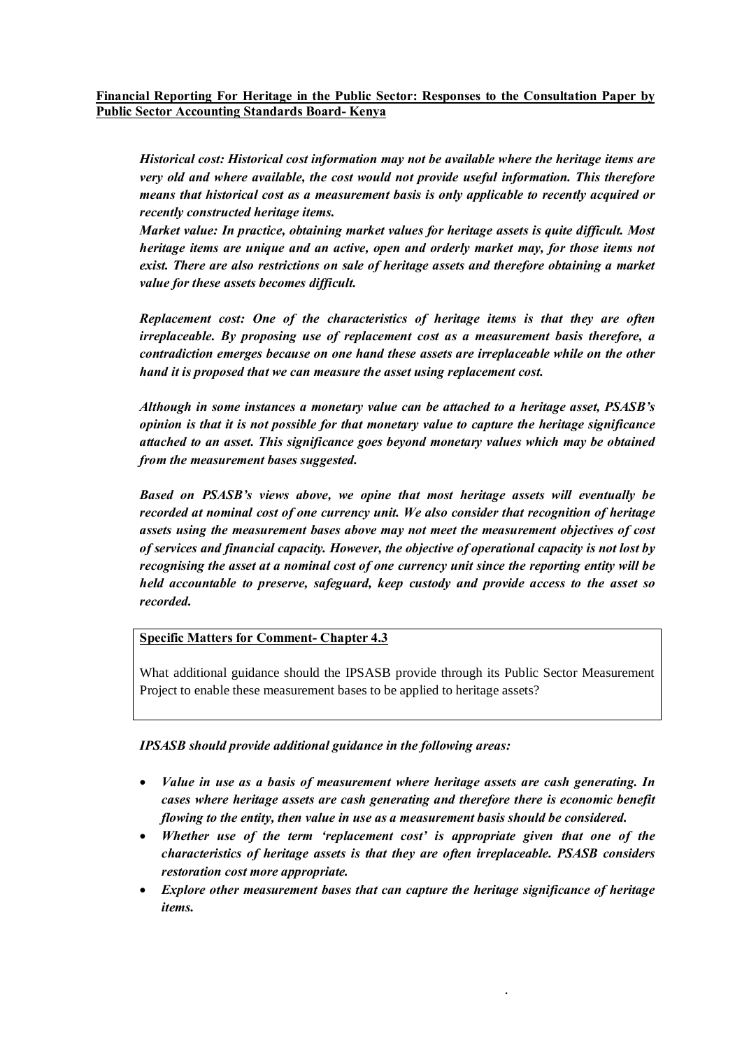**Financial Reporting For Heritage in the Public Sector: Responses to the Consultation Paper by Public Sector Accounting Standards Board- Kenya**

***Historical cost: Historical cost information may not be available where the heritage items are very old and where available, the cost would not provide useful information. This therefore means that historical cost as a measurement basis is only applicable to recently acquired or recently constructed heritage items.***

***Market value: In practice, obtaining market values for heritage assets is quite difficult. Most heritage items are unique and an active, open and orderly market may, for those items not exist. There are also restrictions on sale of heritage assets and therefore obtaining a market value for these assets becomes difficult.***

***Replacement cost: One of the characteristics of heritage items is that they are often irreplaceable. By proposing use of replacement cost as a measurement basis therefore, a contradiction emerges because on one hand these assets are irreplaceable while on the other hand it is proposed that we can measure the asset using replacement cost.***

***Although in some instances a monetary value can be attached to a heritage asset, PSASB's opinion is that it is not possible for that monetary value to capture the heritage significance attached to an asset. This significance goes beyond monetary values which may be obtained from the measurement bases suggested.***

***Based on PSASB's views above, we opine that most heritage assets will eventually be recorded at nominal cost of one currency unit. We also consider that recognition of heritage assets using the measurement bases above may not meet the measurement objectives of cost of services and financial capacity. However, the objective of operational capacity is not lost by recognising the asset at a nominal cost of one currency unit since the reporting entity will be held accountable to preserve, safeguard, keep custody and provide access to the asset so recorded.***

**Specific Matters for Comment- Chapter 4.3**

What additional guidance should the IPSASB provide through its Public Sector Measurement Project to enable these measurement bases to be applied to heritage assets?

***IPSASB should provide additional guidance in the following areas:***

- ***Value in use as a basis of measurement where heritage assets are cash generating. In cases where heritage assets are cash generating and therefore there is economic benefit flowing to the entity, then value in use as a measurement basis should be considered.***
- ***Whether use of the term 'replacement cost' is appropriate given that one of the characteristics of heritage assets is that they are often irreplaceable. PSASB considers restoration cost more appropriate.***
- ***Explore other measurement bases that can capture the heritage significance of heritage items.***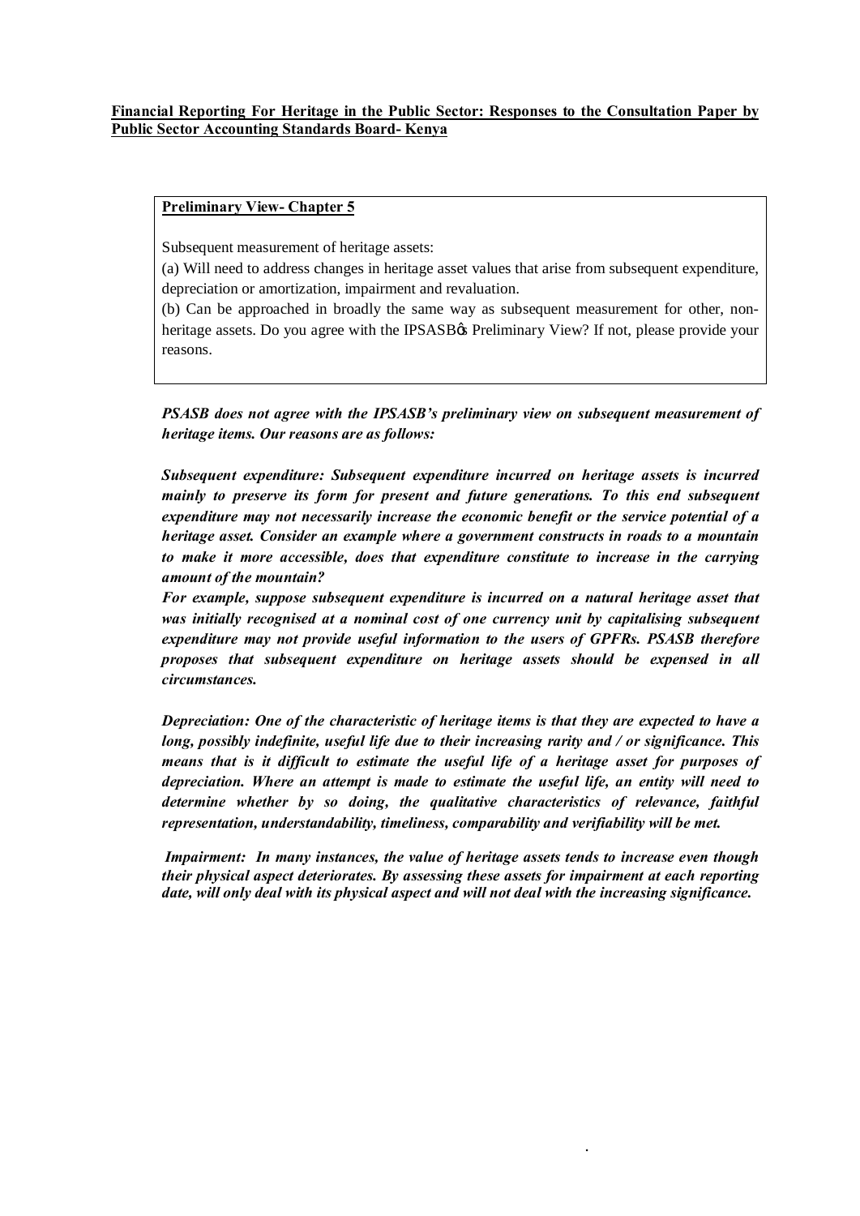**Financial Reporting For Heritage in the Public Sector: Responses to the Consultation Paper by Public Sector Accounting Standards Board- Kenya**

**Preliminary View- Chapter 5**

Subsequent measurement of heritage assets:

(a) Will need to address changes in heritage asset values that arise from subsequent expenditure, depreciation or amortization, impairment and revaluation.

(b) Can be approached in broadly the same way as subsequent measurement for other, non-heritage assets. Do you agree with the IPSASB¢s Preliminary View? If not, please provide your reasons.

***PSASB does not agree with the IPSASB's preliminary view on subsequent measurement of heritage items. Our reasons are as follows:***

***Subsequent expenditure: Subsequent expenditure incurred on heritage assets is incurred mainly to preserve its form for present and future generations. To this end subsequent expenditure may not necessarily increase the economic benefit or the service potential of a heritage asset. Consider an example where a government constructs in roads to a mountain to make it more accessible, does that expenditure constitute to increase in the carrying amount of the mountain?***

***For example, suppose subsequent expenditure is incurred on a natural heritage asset that was initially recognised at a nominal cost of one currency unit by capitalising subsequent expenditure may not provide useful information to the users of GPFRs. PSASB therefore proposes that subsequent expenditure on heritage assets should be expensed in all circumstances.***

***Depreciation: One of the characteristic of heritage items is that they are expected to have a long, possibly indefinite, useful life due to their increasing rarity and / or significance. This means that is it difficult to estimate the useful life of a heritage asset for purposes of depreciation. Where an attempt is made to estimate the useful life, an entity will need to determine whether by so doing, the qualitative characteristics of relevance, faithful representation, understandability, timeliness, comparability and verifiability will be met.***

***Impairment: In many instances, the value of heritage assets tends to increase even though their physical aspect deteriorates. By assessing these assets for impairment at each reporting date, will only deal with its physical aspect and will not deal with the increasing significance.***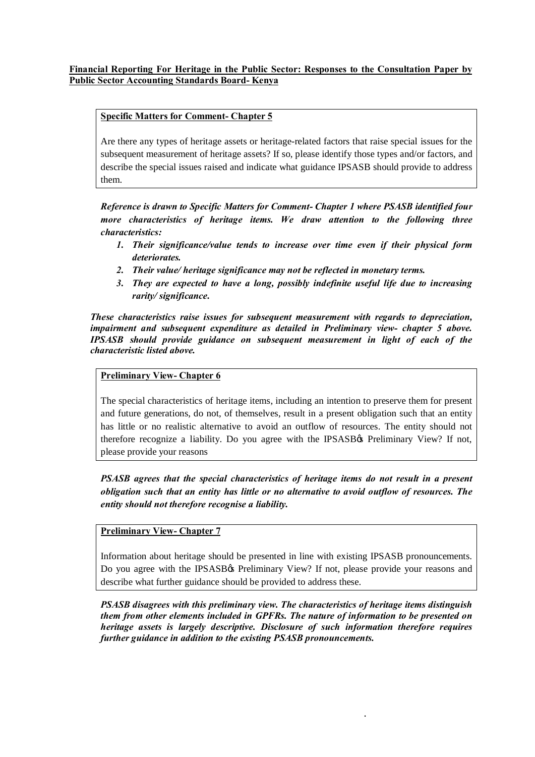**Financial Reporting For Heritage in the Public Sector: Responses to the Consultation Paper by Public Sector Accounting Standards Board- Kenya**

**Specific Matters for Comment- Chapter 5**

Are there any types of heritage assets or heritage-related factors that raise special issues for the subsequent measurement of heritage assets? If so, please identify those types and/or factors, and describe the special issues raised and indicate what guidance IPSASB should provide to address them.

***Reference is drawn to Specific Matters for Comment- Chapter 1 where PSASB identified four more characteristics of heritage items. We draw attention to the following three characteristics:***

1. ***Their significance/value tends to increase over time even if their physical form deteriorates.***
2. ***Their value/ heritage significance may not be reflected in monetary terms.***
3. ***They are expected to have a long, possibly indefinite useful life due to increasing rarity/ significance.***

***These characteristics raise issues for subsequent measurement with regards to depreciation, impairment and subsequent expenditure as detailed in Preliminary view- chapter 5 above. IPSASB should provide guidance on subsequent measurement in light of each of the characteristic listed above.***

**Preliminary View- Chapter 6**

The special characteristics of heritage items, including an intention to preserve them for present and future generations, do not, of themselves, result in a present obligation such that an entity has little or no realistic alternative to avoid an outflow of resources. The entity should not therefore recognize a liability. Do you agree with the IPSASB's Preliminary View? If not, please provide your reasons

***PSASB agrees that the special characteristics of heritage items do not result in a present obligation such that an entity has little or no alternative to avoid outflow of resources. The entity should not therefore recognise a liability.***

**Preliminary View- Chapter 7**

Information about heritage should be presented in line with existing IPSASB pronouncements. Do you agree with the IPSASB's Preliminary View? If not, please provide your reasons and describe what further guidance should be provided to address these.

***PSASB disagrees with this preliminary view. The characteristics of heritage items distinguish them from other elements included in GPFRs. The nature of information to be presented on heritage assets is largely descriptive. Disclosure of such information therefore requires further guidance in addition to the existing PSASB pronouncements.***